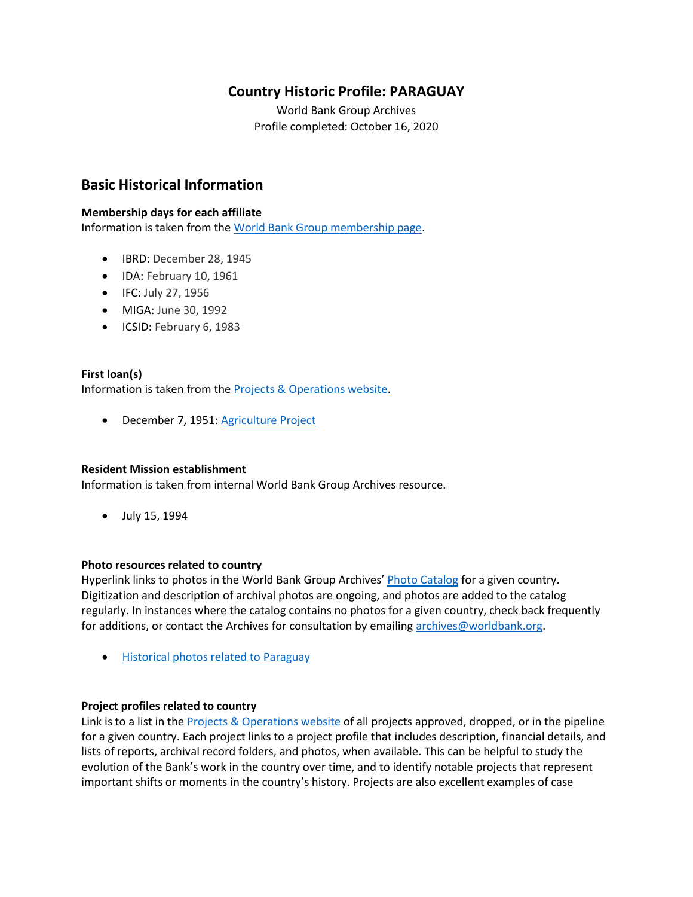# Country Historic Profile: PARAGUAY

World Bank Group Archives
Profile completed: October 16, 2020

## Basic Historical Information

**Membership days for each affiliate**
Information is taken from the World Bank Group membership page.

- IBRD: December 28, 1945
- IDA: February 10, 1961
- IFC: July 27, 1956
- MIGA: June 30, 1992
- ICSID: February 6, 1983

**First loan(s)**
Information is taken from the Projects & Operations website.

- December 7, 1951: Agriculture Project

**Resident Mission establishment**
Information is taken from internal World Bank Group Archives resource.

- July 15, 1994

**Photo resources related to country**
Hyperlink links to photos in the World Bank Group Archives' Photo Catalog for a given country. Digitization and description of archival photos are ongoing, and photos are added to the catalog regularly. In instances where the catalog contains no photos for a given country, check back frequently for additions, or contact the Archives for consultation by emailing archives@worldbank.org.

- Historical photos related to Paraguay

**Project profiles related to country**
Link is to a list in the Projects & Operations website of all projects approved, dropped, or in the pipeline for a given country. Each project links to a project profile that includes description, financial details, and lists of reports, archival record folders, and photos, when available. This can be helpful to study the evolution of the Bank's work in the country over time, and to identify notable projects that represent important shifts or moments in the country's history. Projects are also excellent examples of case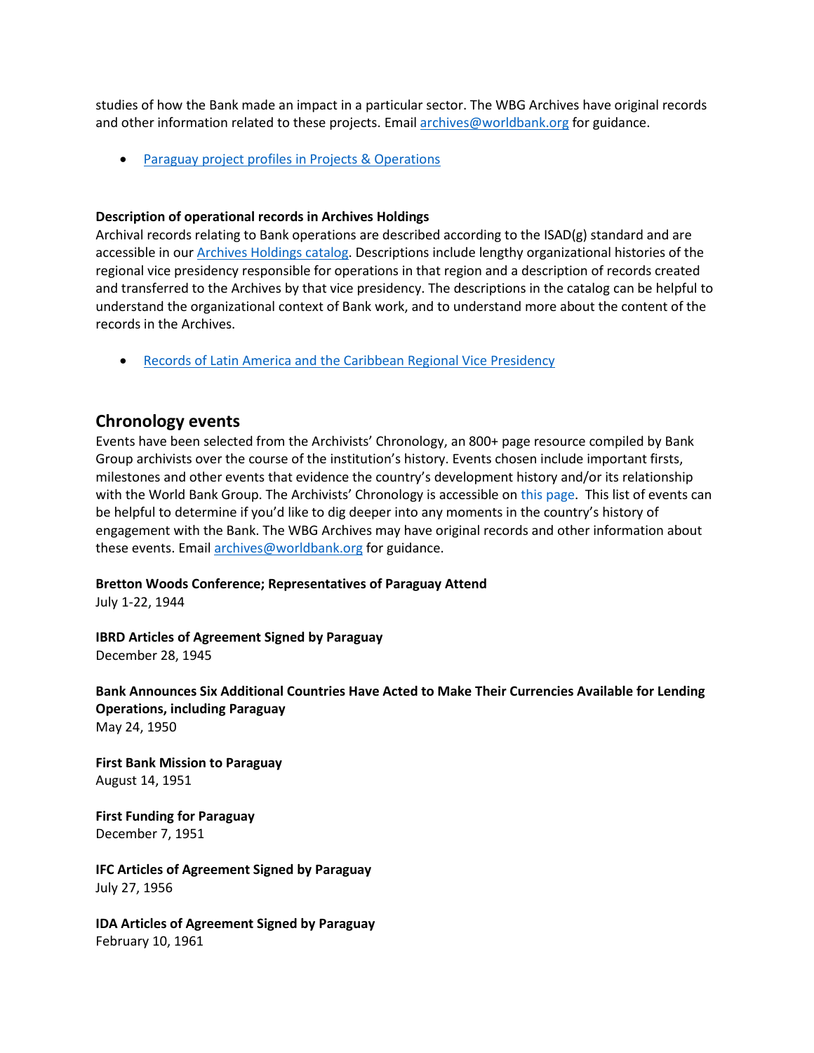studies of how the Bank made an impact in a particular sector. The WBG Archives have original records and other information related to these projects. Email [archives@worldbank.org](mailto:archives@worldbank.org) for guidance.

- [Paraguay project profiles in Projects & Operations]()

**Description of operational records in Archives Holdings**
Archival records relating to Bank operations are described according to the ISAD(g) standard and are accessible in our [Archives Holdings catalog](). Descriptions include lengthy organizational histories of the regional vice presidency responsible for operations in that region and a description of records created and transferred to the Archives by that vice presidency. The descriptions in the catalog can be helpful to understand the organizational context of Bank work, and to understand more about the content of the records in the Archives.

- [Records of Latin America and the Caribbean Regional Vice Presidency]()

## Chronology events

Events have been selected from the Archivists' Chronology, an 800+ page resource compiled by Bank Group archivists over the course of the institution's history. Events chosen include important firsts, milestones and other events that evidence the country's development history and/or its relationship with the World Bank Group. The Archivists' Chronology is accessible on [this page](). This list of events can be helpful to determine if you'd like to dig deeper into any moments in the country's history of engagement with the Bank. The WBG Archives may have original records and other information about these events. Email [archives@worldbank.org](mailto:archives@worldbank.org) for guidance.

**Bretton Woods Conference; Representatives of Paraguay Attend**
July 1-22, 1944

**IBRD Articles of Agreement Signed by Paraguay**
December 28, 1945

**Bank Announces Six Additional Countries Have Acted to Make Their Currencies Available for Lending Operations, including Paraguay**
May 24, 1950

**First Bank Mission to Paraguay**
August 14, 1951

**First Funding for Paraguay**
December 7, 1951

**IFC Articles of Agreement Signed by Paraguay**
July 27, 1956

**IDA Articles of Agreement Signed by Paraguay**
February 10, 1961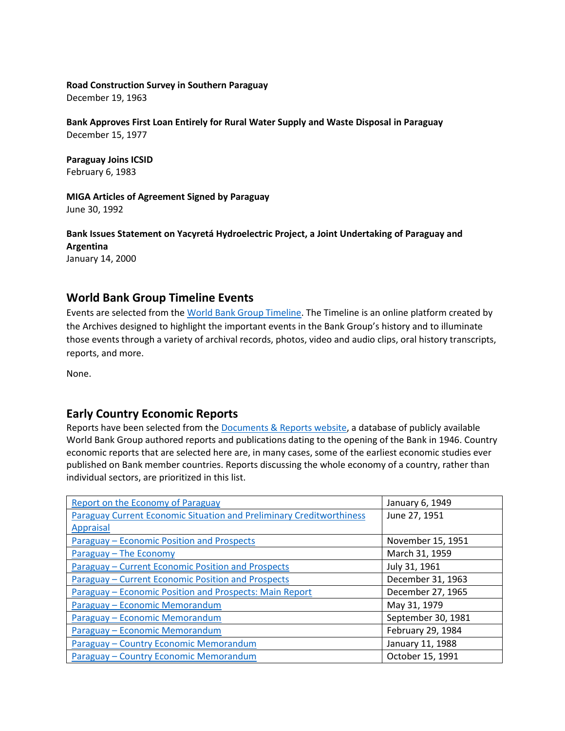**Road Construction Survey in Southern Paraguay**
December 19, 1963

**Bank Approves First Loan Entirely for Rural Water Supply and Waste Disposal in Paraguay**
December 15, 1977

**Paraguay Joins ICSID**
February 6, 1983

**MIGA Articles of Agreement Signed by Paraguay**
June 30, 1992

**Bank Issues Statement on Yacyretá Hydroelectric Project, a Joint Undertaking of Paraguay and Argentina**
January 14, 2000

## World Bank Group Timeline Events

Events are selected from the World Bank Group Timeline. The Timeline is an online platform created by the Archives designed to highlight the important events in the Bank Group's history and to illuminate those events through a variety of archival records, photos, video and audio clips, oral history transcripts, reports, and more.

None.

## Early Country Economic Reports

Reports have been selected from the Documents & Reports website, a database of publicly available World Bank Group authored reports and publications dating to the opening of the Bank in 1946. Country economic reports that are selected here are, in many cases, some of the earliest economic studies ever published on Bank member countries. Reports discussing the whole economy of a country, rather than individual sectors, are prioritized in this list.

| | |
|---|---|
| Report on the Economy of Paraguay | January 6, 1949 |
| Paraguay Current Economic Situation and Preliminary Creditworthiness Appraisal | June 27, 1951 |
| Paraguay – Economic Position and Prospects | November 15, 1951 |
| Paraguay – The Economy | March 31, 1959 |
| Paraguay – Current Economic Position and Prospects | July 31, 1961 |
| Paraguay – Current Economic Position and Prospects | December 31, 1963 |
| Paraguay – Economic Position and Prospects: Main Report | December 27, 1965 |
| Paraguay – Economic Memorandum | May 31, 1979 |
| Paraguay – Economic Memorandum | September 30, 1981 |
| Paraguay – Economic Memorandum | February 29, 1984 |
| Paraguay – Country Economic Memorandum | January 11, 1988 |
| Paraguay – Country Economic Memorandum | October 15, 1991 |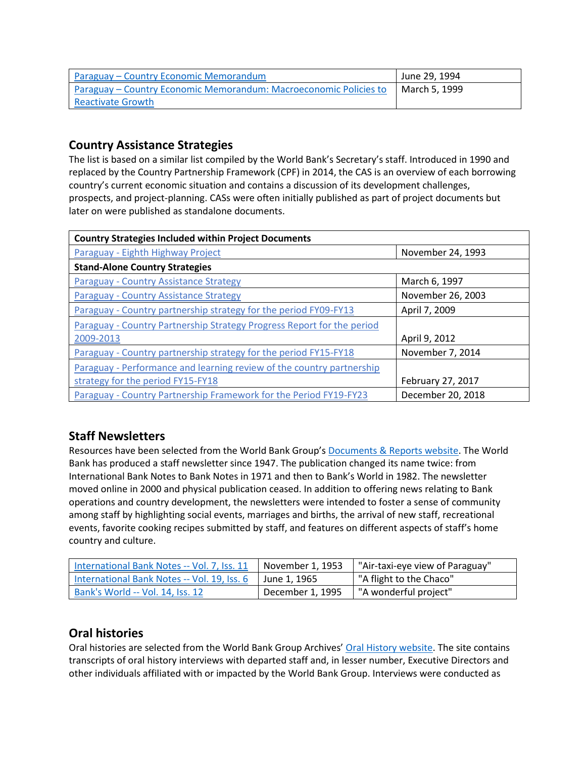| | |
|---|---|
| Paraguay – Country Economic Memorandum | June 29, 1994 |
| Paraguay – Country Economic Memorandum: Macroeconomic Policies to Reactivate Growth | March 5, 1999 |

## Country Assistance Strategies

The list is based on a similar list compiled by the World Bank's Secretary's staff. Introduced in 1990 and replaced by the Country Partnership Framework (CPF) in 2014, the CAS is an overview of each borrowing country's current economic situation and contains a discussion of its development challenges, prospects, and project-planning. CASs were often initially published as part of project documents but later on were published as standalone documents.

| **Country Strategies Included within Project Documents** | |
|---|---|
| Paraguay - Eighth Highway Project | November 24, 1993 |
| **Stand-Alone Country Strategies** | |
| Paraguay - Country Assistance Strategy | March 6, 1997 |
| Paraguay - Country Assistance Strategy | November 26, 2003 |
| Paraguay - Country partnership strategy for the period FY09-FY13 | April 7, 2009 |
| Paraguay - Country Partnership Strategy Progress Report for the period 2009-2013 | April 9, 2012 |
| Paraguay - Country partnership strategy for the period FY15-FY18 | November 7, 2014 |
| Paraguay - Performance and learning review of the country partnership strategy for the period FY15-FY18 | February 27, 2017 |
| Paraguay - Country Partnership Framework for the Period FY19-FY23 | December 20, 2018 |

## Staff Newsletters

Resources have been selected from the World Bank Group's Documents & Reports website. The World Bank has produced a staff newsletter since 1947. The publication changed its name twice: from International Bank Notes to Bank Notes in 1971 and then to Bank's World in 1982. The newsletter moved online in 2000 and physical publication ceased. In addition to offering news relating to Bank operations and country development, the newsletters were intended to foster a sense of community among staff by highlighting social events, marriages and births, the arrival of new staff, recreational events, favorite cooking recipes submitted by staff, and features on different aspects of staff's home country and culture.

| | | |
|---|---|---|
| International Bank Notes -- Vol. 7, Iss. 11 | November 1, 1953 | "Air-taxi-eye view of Paraguay" |
| International Bank Notes -- Vol. 19, Iss. 6 | June 1, 1965 | "A flight to the Chaco" |
| Bank's World -- Vol. 14, Iss. 12 | December 1, 1995 | "A wonderful project" |

## Oral histories

Oral histories are selected from the World Bank Group Archives' Oral History website. The site contains transcripts of oral history interviews with departed staff and, in lesser number, Executive Directors and other individuals affiliated with or impacted by the World Bank Group. Interviews were conducted as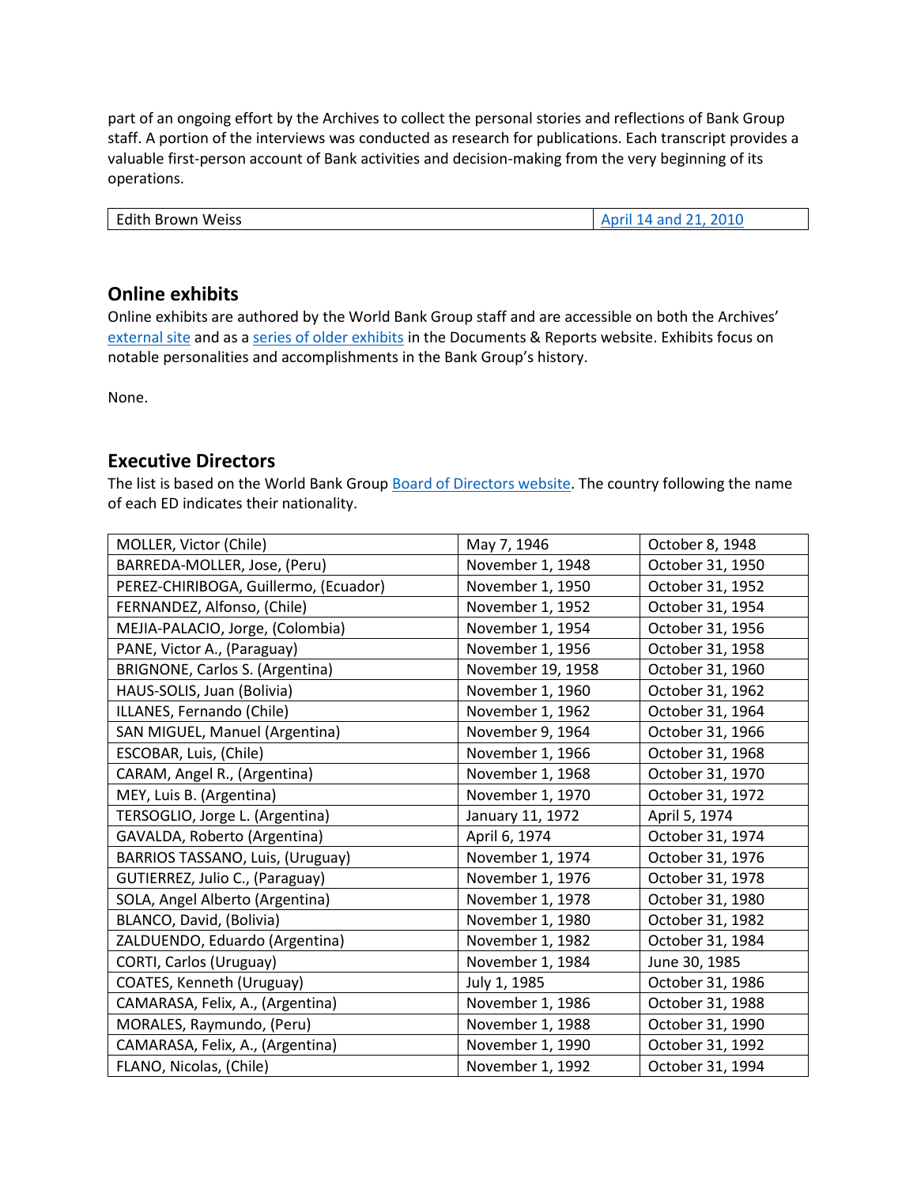part of an ongoing effort by the Archives to collect the personal stories and reflections of Bank Group staff. A portion of the interviews was conducted as research for publications. Each transcript provides a valuable first-person account of Bank activities and decision-making from the very beginning of its operations.

| Edith Brown Weiss | April 14 and 21, 2010 |
|---|---|

## Online exhibits

Online exhibits are authored by the World Bank Group staff and are accessible on both the Archives' external site and as a series of older exhibits in the Documents & Reports website. Exhibits focus on notable personalities and accomplishments in the Bank Group's history.

None.

## Executive Directors

The list is based on the World Bank Group Board of Directors website. The country following the name of each ED indicates their nationality.

| | | |
|---|---|---|
| MOLLER, Victor (Chile) | May 7, 1946 | October 8, 1948 |
| BARREDA-MOLLER, Jose, (Peru) | November 1, 1948 | October 31, 1950 |
| PEREZ-CHIRIBOGA, Guillermo, (Ecuador) | November 1, 1950 | October 31, 1952 |
| FERNANDEZ, Alfonso, (Chile) | November 1, 1952 | October 31, 1954 |
| MEJIA-PALACIO, Jorge, (Colombia) | November 1, 1954 | October 31, 1956 |
| PANE, Victor A., (Paraguay) | November 1, 1956 | October 31, 1958 |
| BRIGNONE, Carlos S. (Argentina) | November 19, 1958 | October 31, 1960 |
| HAUS-SOLIS, Juan (Bolivia) | November 1, 1960 | October 31, 1962 |
| ILLANES, Fernando (Chile) | November 1, 1962 | October 31, 1964 |
| SAN MIGUEL, Manuel (Argentina) | November 9, 1964 | October 31, 1966 |
| ESCOBAR, Luis, (Chile) | November 1, 1966 | October 31, 1968 |
| CARAM, Angel R., (Argentina) | November 1, 1968 | October 31, 1970 |
| MEY, Luis B. (Argentina) | November 1, 1970 | October 31, 1972 |
| TERSOGLIO, Jorge L. (Argentina) | January 11, 1972 | April 5, 1974 |
| GAVALDA, Roberto (Argentina) | April 6, 1974 | October 31, 1974 |
| BARRIOS TASSANO, Luis, (Uruguay) | November 1, 1974 | October 31, 1976 |
| GUTIERREZ, Julio C., (Paraguay) | November 1, 1976 | October 31, 1978 |
| SOLA, Angel Alberto (Argentina) | November 1, 1978 | October 31, 1980 |
| BLANCO, David, (Bolivia) | November 1, 1980 | October 31, 1982 |
| ZALDUENDO, Eduardo (Argentina) | November 1, 1982 | October 31, 1984 |
| CORTI, Carlos (Uruguay) | November 1, 1984 | June 30, 1985 |
| COATES, Kenneth (Uruguay) | July 1, 1985 | October 31, 1986 |
| CAMARASA, Felix, A., (Argentina) | November 1, 1986 | October 31, 1988 |
| MORALES, Raymundo, (Peru) | November 1, 1988 | October 31, 1990 |
| CAMARASA, Felix, A., (Argentina) | November 1, 1990 | October 31, 1992 |
| FLANO, Nicolas, (Chile) | November 1, 1992 | October 31, 1994 |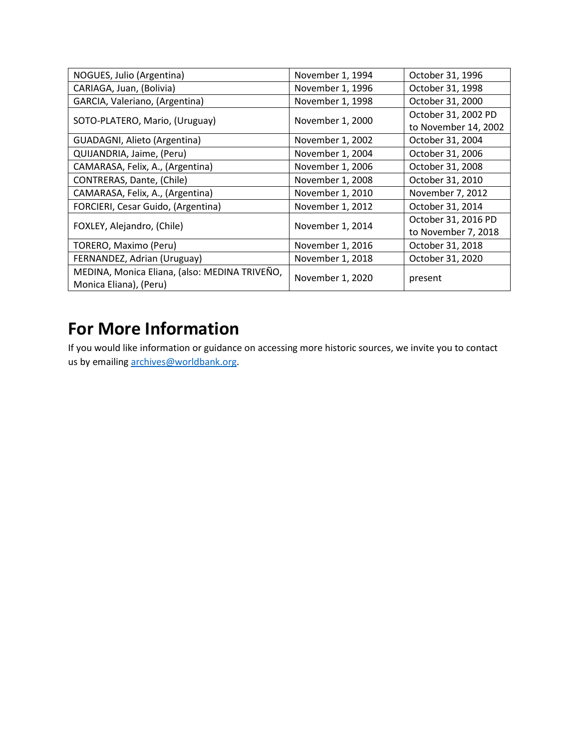| | | |
|---|---|---|
| NOGUES, Julio (Argentina) | November 1, 1994 | October 31, 1996 |
| CARIAGA, Juan, (Bolivia) | November 1, 1996 | October 31, 1998 |
| GARCIA, Valeriano, (Argentina) | November 1, 1998 | October 31, 2000 |
| SOTO-PLATERO, Mario, (Uruguay) | November 1, 2000 | October 31, 2002 PD to November 14, 2002 |
| GUADAGNI, Alieto (Argentina) | November 1, 2002 | October 31, 2004 |
| QUIJANDRIA, Jaime, (Peru) | November 1, 2004 | October 31, 2006 |
| CAMARASA, Felix, A., (Argentina) | November 1, 2006 | October 31, 2008 |
| CONTRERAS, Dante, (Chile) | November 1, 2008 | October 31, 2010 |
| CAMARASA, Felix, A., (Argentina) | November 1, 2010 | November 7, 2012 |
| FORCIERI, Cesar Guido, (Argentina) | November 1, 2012 | October 31, 2014 |
| FOXLEY, Alejandro, (Chile) | November 1, 2014 | October 31, 2016 PD to November 7, 2018 |
| TORERO, Maximo (Peru) | November 1, 2016 | October 31, 2018 |
| FERNANDEZ, Adrian (Uruguay) | November 1, 2018 | October 31, 2020 |
| MEDINA, Monica Eliana, (also: MEDINA TRIVEÑO, Monica Eliana), (Peru) | November 1, 2020 | present |

# For More Information

If you would like information or guidance on accessing more historic sources, we invite you to contact us by emailing archives@worldbank.org.